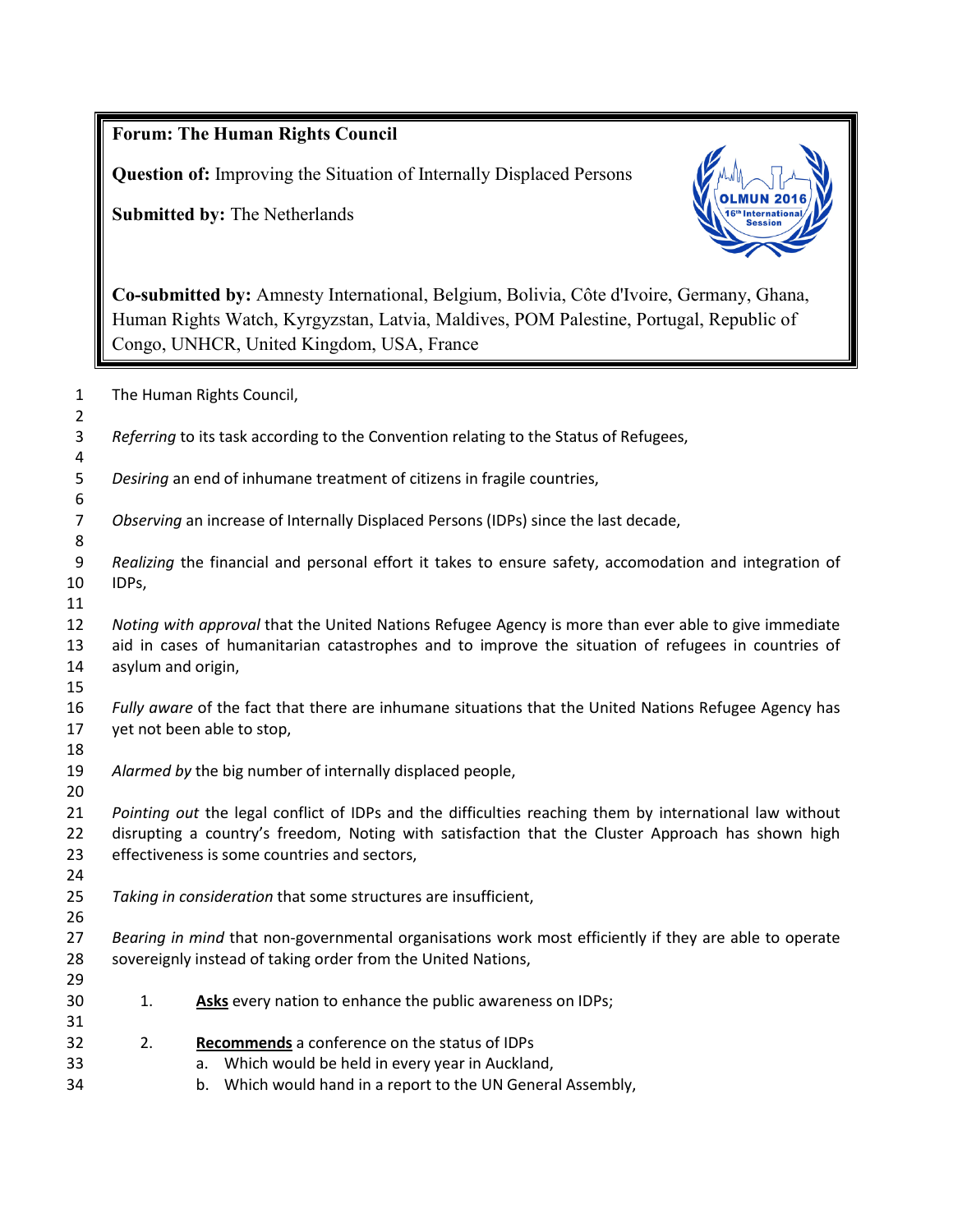**Forum:** The Human Rights Council

**Question of:** Improving the Situation of Internally Displaced Persons

**Submitted by:** The Netherlands

**Co-submitted by:** Amnesty International, Belgium, Bolivia, Côte d'Ivoire, Germany, Ghana, Human Rights Watch, Kyrgyzstan, Latvia, Maldives, POM Palestine, Portugal, Republic of Congo, UNHCR, United Kingdom, USA, France

The Human Rights Council,

*Referring* to its task according to the Convention relating to the Status of Refugees,

*Desiring* an end of inhumane treatment of citizens in fragile countries,

*Observing* an increase of Internally Displaced Persons (IDPs) since the last decade,

*Realizing* the financial and personal effort it takes to ensure safety, accomodation and integration of IDPs,

*Noting with approval* that the United Nations Refugee Agency is more than ever able to give immediate aid in cases of humanitarian catastrophes and to improve the situation of refugees in countries of asylum and origin,

*Fully aware* of the fact that there are inhumane situations that the United Nations Refugee Agency has yet not been able to stop,

*Alarmed by* the big number of internally displaced people,

*Pointing out* the legal conflict of IDPs and the difficulties reaching them by international law without disrupting a country's freedom, Noting with satisfaction that the Cluster Approach has shown high effectiveness is some countries and sectors,

*Taking in consideration* that some structures are insufficient,

*Bearing in mind* that non-governmental organisations work most efficiently if they are able to operate sovereignly instead of taking order from the United Nations,

1. **Asks** every nation to enhance the public awareness on IDPs;

2. **Recommends** a conference on the status of IDPs
   a. Which would be held in every year in Auckland,
   b. Which would hand in a report to the UN General Assembly,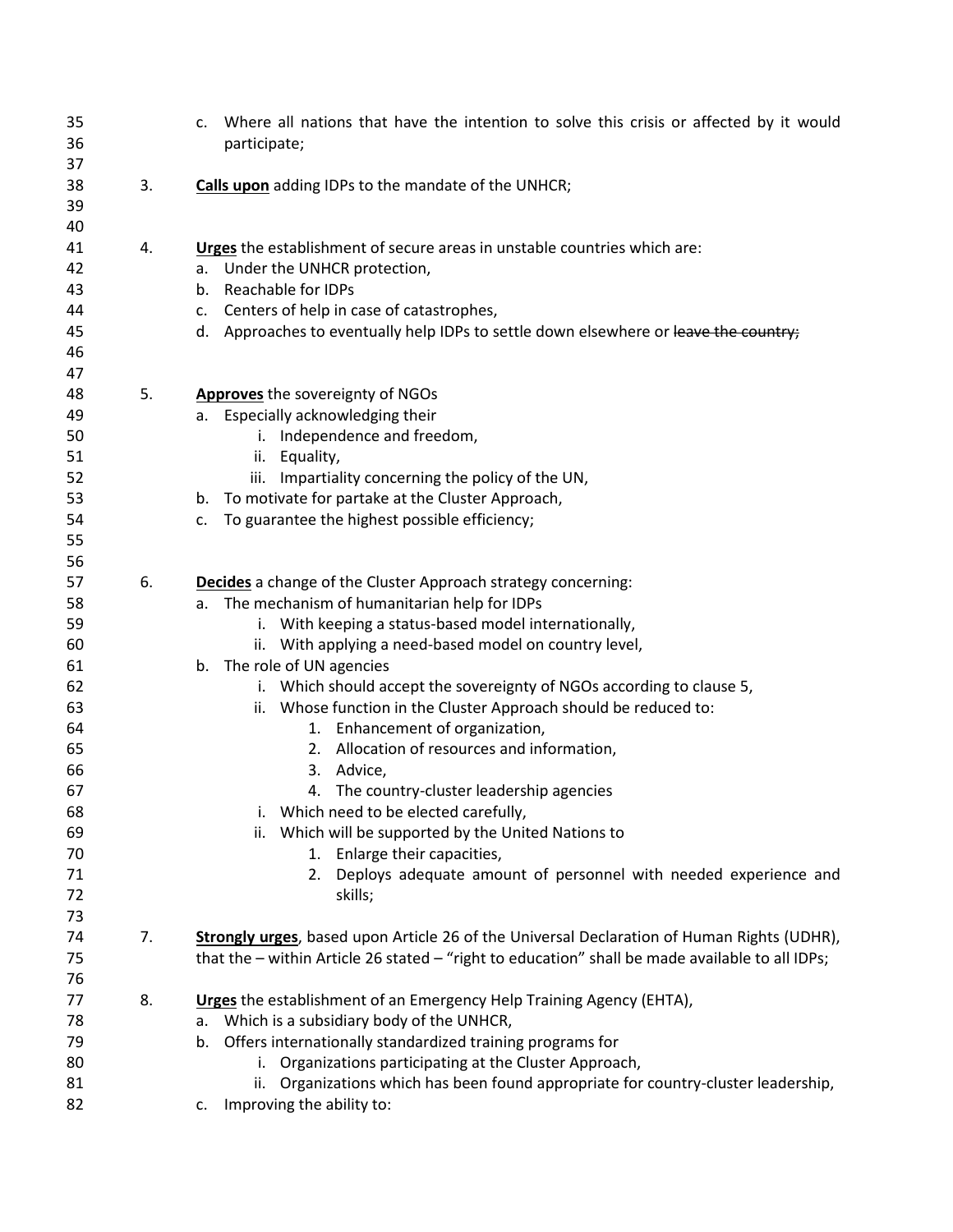c. Where all nations that have the intention to solve this crisis or affected by it would participate;

3. **Calls upon** adding IDPs to the mandate of the UNHCR;

4. **Urges** the establishment of secure areas in unstable countries which are:
   a. Under the UNHCR protection,
   b. Reachable for IDPs
   c. Centers of help in case of catastrophes,
   d. Approaches to eventually help IDPs to settle down elsewhere or ~~leave the country;~~

5. **Approves** the sovereignty of NGOs
   a. Especially acknowledging their
      i. Independence and freedom,
      ii. Equality,
      iii. Impartiality concerning the policy of the UN,
   b. To motivate for partake at the Cluster Approach,
   c. To guarantee the highest possible efficiency;

6. **Decides** a change of the Cluster Approach strategy concerning:
   a. The mechanism of humanitarian help for IDPs
      i. With keeping a status-based model internationally,
      ii. With applying a need-based model on country level,
   b. The role of UN agencies
      i. Which should accept the sovereignty of NGOs according to clause 5,
      ii. Whose function in the Cluster Approach should be reduced to:
         1. Enhancement of organization,
         2. Allocation of resources and information,
         3. Advice,
         4. The country-cluster leadership agencies
      i. Which need to be elected carefully,
      ii. Which will be supported by the United Nations to
         1. Enlarge their capacities,
         2. Deploys adequate amount of personnel with needed experience and skills;

7. **Strongly urges**, based upon Article 26 of the Universal Declaration of Human Rights (UDHR), that the – within Article 26 stated – "right to education" shall be made available to all IDPs;

8. **Urges** the establishment of an Emergency Help Training Agency (EHTA),
   a. Which is a subsidiary body of the UNHCR,
   b. Offers internationally standardized training programs for
      i. Organizations participating at the Cluster Approach,
      ii. Organizations which has been found appropriate for country-cluster leadership,
   c. Improving the ability to: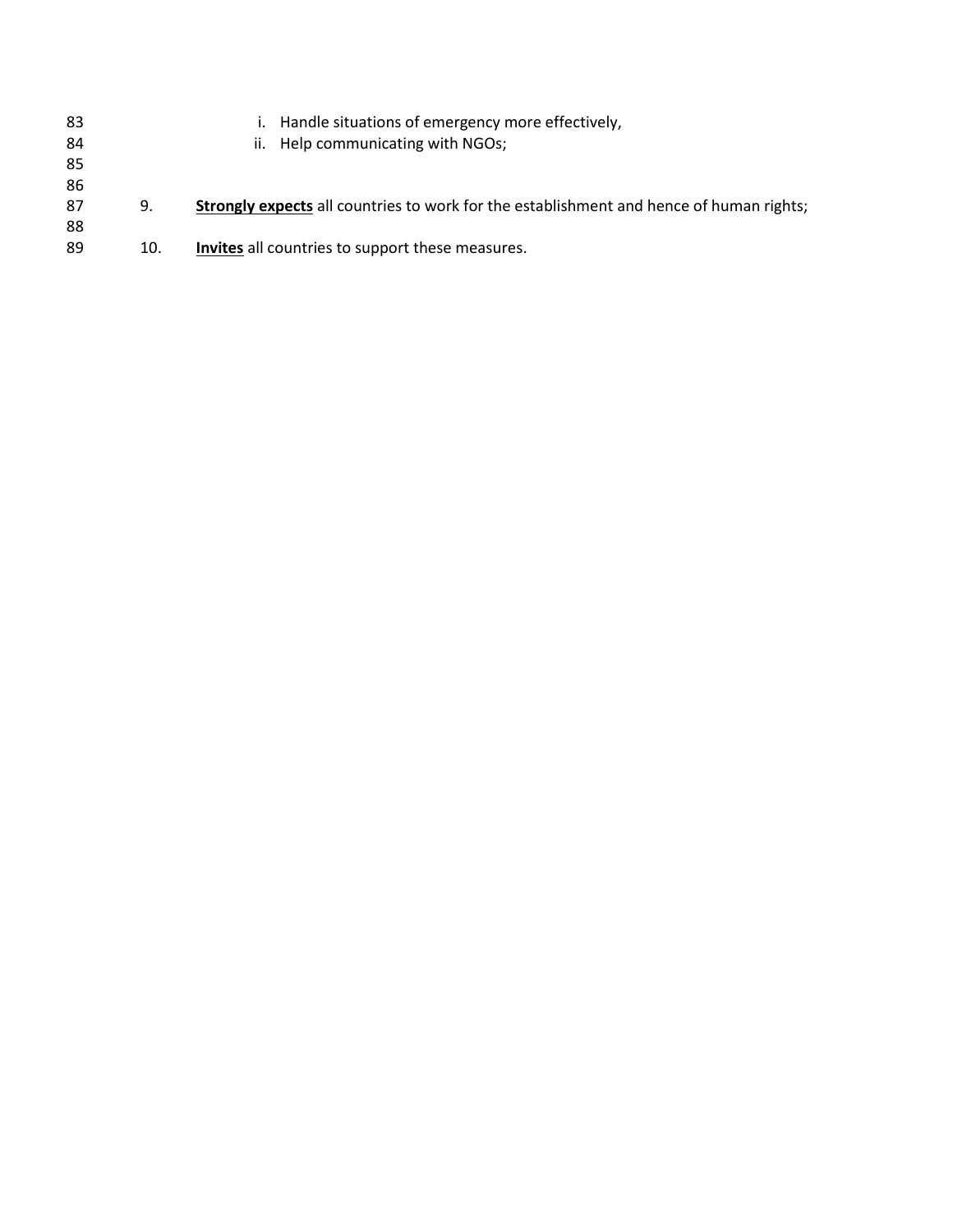i. Handle situations of emergency more effectively,

ii. Help communicating with NGOs;

9. **Strongly expects** all countries to work for the establishment and hence of human rights;

10. **Invites** all countries to support these measures.